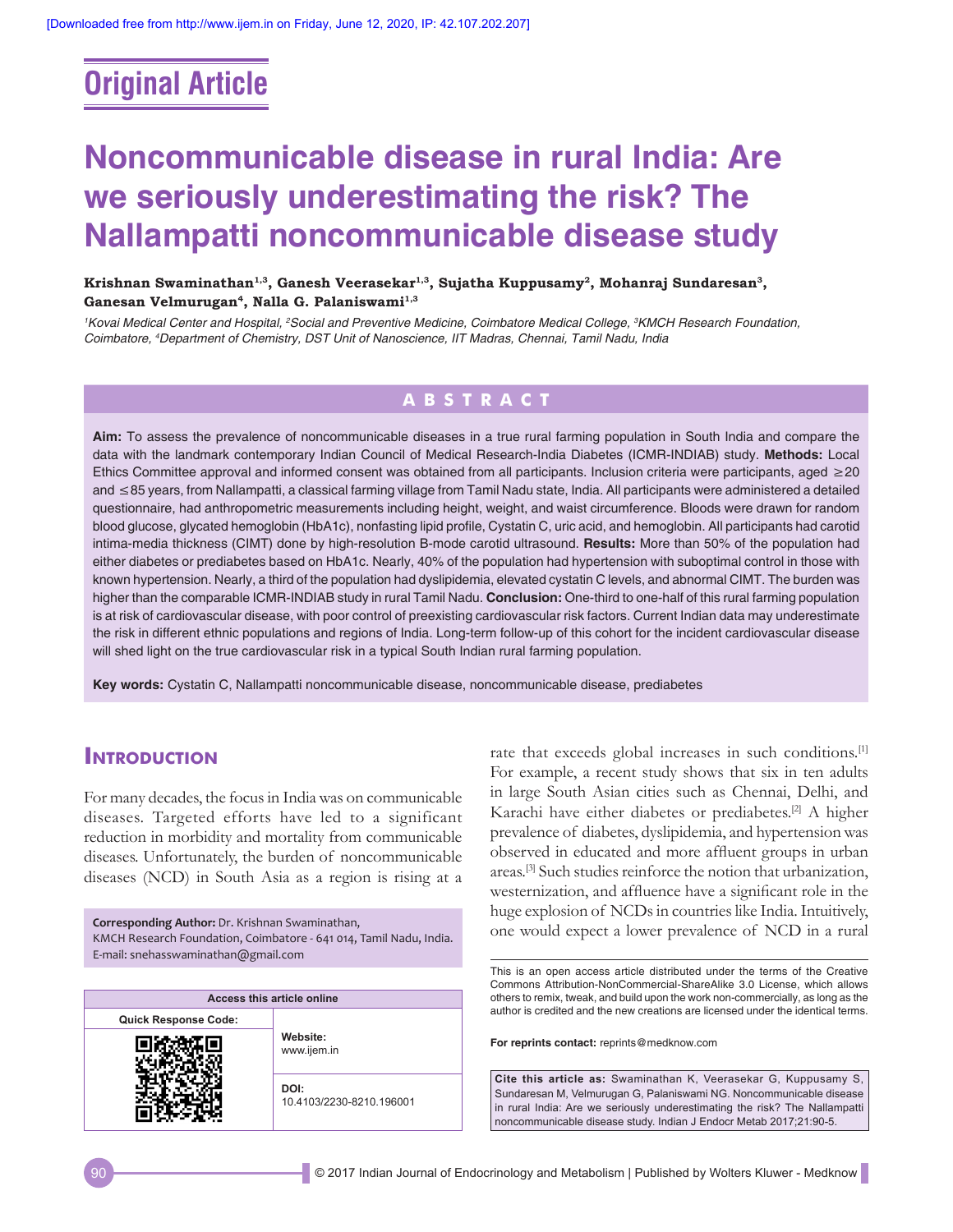Original Article

# Noncommunicable disease in rural India: Are we seriously underestimating the risk? The Nallampatti noncommunicable disease study

**Krishnan Swaminathan[1,3], Ganesh Veerasekar[1,3], Sujatha Kuppusamy[2], Mohanraj Sundaresan[3], Ganesan Velmurugan[4], Nalla G. Palaniswami[1,3]**

*[1]Kovai Medical Center and Hospital, [2]Social and Preventive Medicine, Coimbatore Medical College, [3]KMCH Research Foundation, Coimbatore, [4]Department of Chemistry, DST Unit of Nanoscience, IIT Madras, Chennai, Tamil Nadu, India*

## ABSTRACT

**Aim:** To assess the prevalence of noncommunicable diseases in a true rural farming population in South India and compare the data with the landmark contemporary Indian Council of Medical Research-India Diabetes (ICMR-INDIAB) study. **Methods:** Local Ethics Committee approval and informed consent was obtained from all participants. Inclusion criteria were participants, aged ≥20 and ≤85 years, from Nallampatti, a classical farming village from Tamil Nadu state, India. All participants were administered a detailed questionnaire, had anthropometric measurements including height, weight, and waist circumference. Bloods were drawn for random blood glucose, glycated hemoglobin (HbA1c), nonfasting lipid profile, Cystatin C, uric acid, and hemoglobin. All participants had carotid intima-media thickness (CIMT) done by high-resolution B-mode carotid ultrasound. **Results:** More than 50% of the population had either diabetes or prediabetes based on HbA1c. Nearly, 40% of the population had hypertension with suboptimal control in those with known hypertension. Nearly, a third of the population had dyslipidemia, elevated cystatin C levels, and abnormal CIMT. The burden was higher than the comparable ICMR-INDIAB study in rural Tamil Nadu. **Conclusion:** One-third to one-half of this rural farming population is at risk of cardiovascular disease, with poor control of preexisting cardiovascular risk factors. Current Indian data may underestimate the risk in different ethnic populations and regions of India. Long-term follow-up of this cohort for the incident cardiovascular disease will shed light on the true cardiovascular risk in a typical South Indian rural farming population.

**Key words:** Cystatin C, Nallampatti noncommunicable disease, noncommunicable disease, prediabetes

## Introduction

For many decades, the focus in India was on communicable diseases. Targeted efforts have led to a significant reduction in morbidity and mortality from communicable diseases. Unfortunately, the burden of noncommunicable diseases (NCD) in South Asia as a region is rising at a rate that exceeds global increases in such conditions.[1] For example, a recent study shows that six in ten adults in large South Asian cities such as Chennai, Delhi, and Karachi have either diabetes or prediabetes.[2] A higher prevalence of diabetes, dyslipidemia, and hypertension was observed in educated and more affluent groups in urban areas.[3] Such studies reinforce the notion that urbanization, westernization, and affluence have a significant role in the huge explosion of NCDs in countries like India. Intuitively, one would expect a lower prevalence of NCD in a rural

**Corresponding Author:** Dr. Krishnan Swaminathan, KMCH Research Foundation, Coimbatore - 641 014, Tamil Nadu, India. E-mail: snehasswaminathan@gmail.com

| Access this article online | |
|---|---|
| Quick Response Code: | **Website:** www.ijem.in |
| | **DOI:** 10.4103/2230-8210.196001 |

This is an open access article distributed under the terms of the Creative Commons Attribution-NonCommercial-ShareAlike 3.0 License, which allows others to remix, tweak, and build upon the work non-commercially, as long as the author is credited and the new creations are licensed under the identical terms.

**For reprints contact:** reprints@medknow.com

**Cite this article as:** Swaminathan K, Veerasekar G, Kuppusamy S, Sundaresan M, Velmurugan G, Palaniswami NG. Noncommunicable disease in rural India: Are we seriously underestimating the risk? The Nallampatti noncommunicable disease study. Indian J Endocr Metab 2017;21:90-5.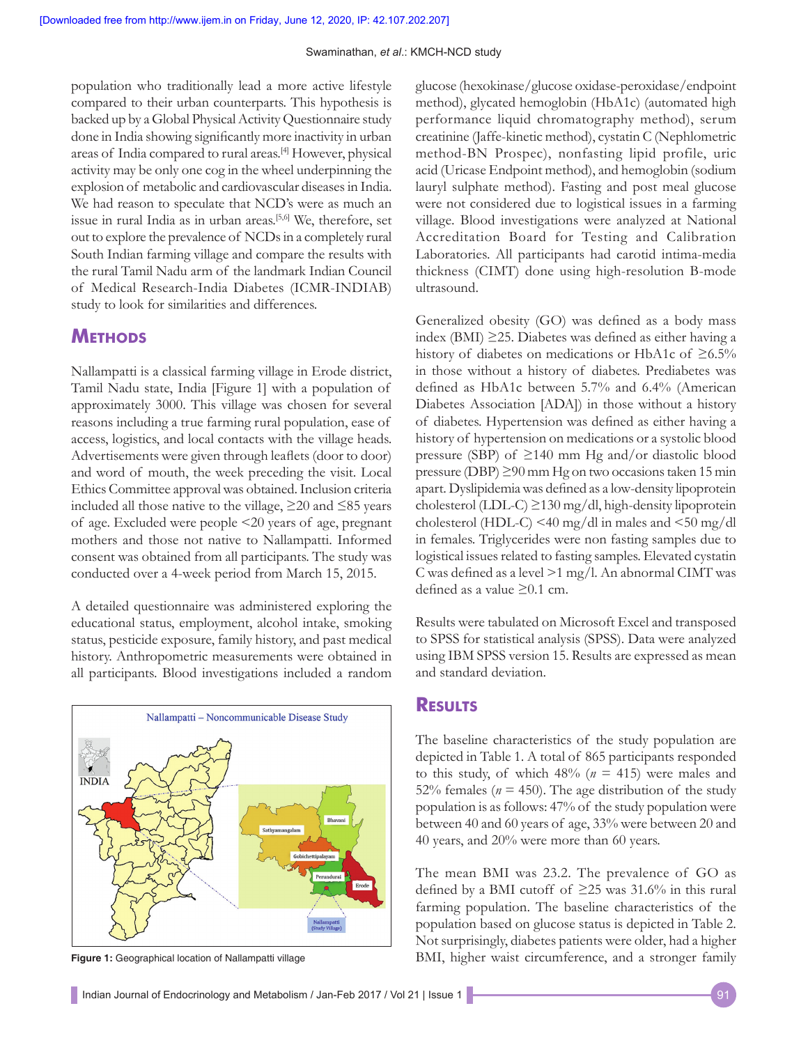population who traditionally lead a more active lifestyle compared to their urban counterparts. This hypothesis is backed up by a Global Physical Activity Questionnaire study done in India showing significantly more inactivity in urban areas of India compared to rural areas.[4] However, physical activity may be only one cog in the wheel underpinning the explosion of metabolic and cardiovascular diseases in India. We had reason to speculate that NCD's were as much an issue in rural India as in urban areas.[5,6] We, therefore, set out to explore the prevalence of NCDs in a completely rural South Indian farming village and compare the results with the rural Tamil Nadu arm of the landmark Indian Council of Medical Research-India Diabetes (ICMR-INDIAB) study to look for similarities and differences.

## Methods

Nallampatti is a classical farming village in Erode district, Tamil Nadu state, India [Figure 1] with a population of approximately 3000. This village was chosen for several reasons including a true farming rural population, ease of access, logistics, and local contacts with the village heads. Advertisements were given through leaflets (door to door) and word of mouth, the week preceding the visit. Local Ethics Committee approval was obtained. Inclusion criteria included all those native to the village, ≥20 and ≤85 years of age. Excluded were people <20 years of age, pregnant mothers and those not native to Nallampatti. Informed consent was obtained from all participants. The study was conducted over a 4-week period from March 15, 2015.

A detailed questionnaire was administered exploring the educational status, employment, alcohol intake, smoking status, pesticide exposure, family history, and past medical history. Anthropometric measurements were obtained in all participants. Blood investigations included a random glucose (hexokinase/glucose oxidase-peroxidase/endpoint method), glycated hemoglobin (HbA1c) (automated high performance liquid chromatography method), serum creatinine (Jaffe-kinetic method), cystatin C (Nephlometric method-BN Prospec), nonfasting lipid profile, uric acid (Uricase Endpoint method), and hemoglobin (sodium lauryl sulphate method). Fasting and post meal glucose were not considered due to logistical issues in a farming village. Blood investigations were analyzed at National Accreditation Board for Testing and Calibration Laboratories. All participants had carotid intima-media thickness (CIMT) done using high-resolution B-mode ultrasound.

Figure 1: Geographical location of Nallampatti village

Generalized obesity (GO) was defined as a body mass index (BMI) ≥25. Diabetes was defined as either having a history of diabetes on medications or HbA1c of ≥6.5% in those without a history of diabetes. Prediabetes was defined as HbA1c between 5.7% and 6.4% (American Diabetes Association [ADA]) in those without a history of diabetes. Hypertension was defined as either having a history of hypertension on medications or a systolic blood pressure (SBP) of ≥140 mm Hg and/or diastolic blood pressure (DBP) ≥90 mm Hg on two occasions taken 15 min apart. Dyslipidemia was defined as a low-density lipoprotein cholesterol (LDL-C) ≥130 mg/dl, high-density lipoprotein cholesterol (HDL-C) <40 mg/dl in males and <50 mg/dl in females. Triglycerides were non fasting samples due to logistical issues related to fasting samples. Elevated cystatin C was defined as a level >1 mg/l. An abnormal CIMT was defined as a value ≥0.1 cm.

Results were tabulated on Microsoft Excel and transposed to SPSS for statistical analysis (SPSS). Data were analyzed using IBM SPSS version 15. Results are expressed as mean and standard deviation.

## Results

The baseline characteristics of the study population are depicted in Table 1. A total of 865 participants responded to this study, of which 48% ($n$ = 415) were males and 52% females ($n$ = 450). The age distribution of the study population is as follows: 47% of the study population were between 40 and 60 years of age, 33% were between 20 and 40 years, and 20% were more than 60 years.

The mean BMI was 23.2. The prevalence of GO as defined by a BMI cutoff of ≥25 was 31.6% in this rural farming population. The baseline characteristics of the population based on glucose status is depicted in Table 2. Not surprisingly, diabetes patients were older, had a higher BMI, higher waist circumference, and a stronger family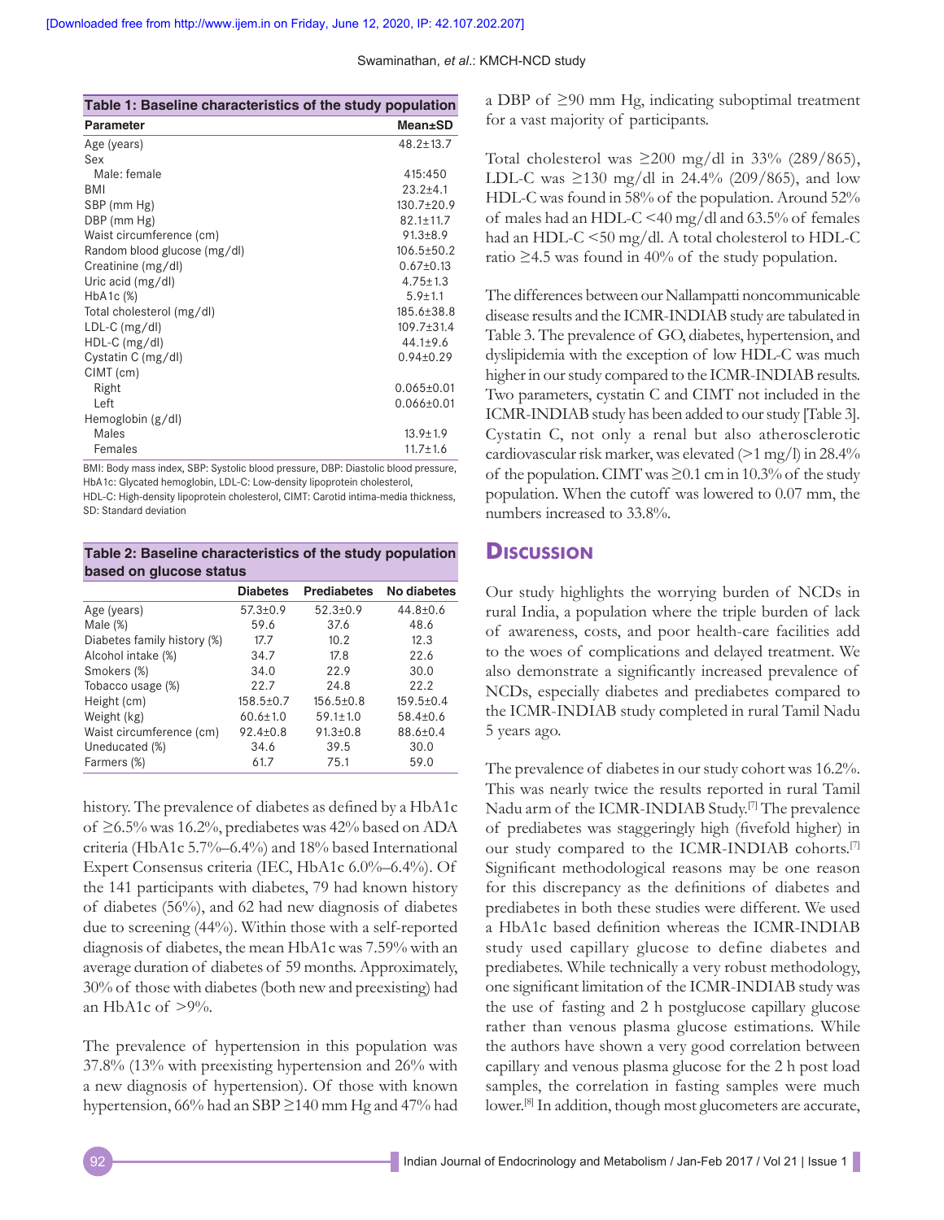**Table 1: Baseline characteristics of the study population**

| Parameter | Mean±SD |
|---|---|
| Age (years) | 48.2±13.7 |
| Sex | |
| Male: female | 415:450 |
| BMI | 23.2±4.1 |
| SBP (mm Hg) | 130.7±20.9 |
| DBP (mm Hg) | 82.1±11.7 |
| Waist circumference (cm) | 91.3±8.9 |
| Random blood glucose (mg/dl) | 106.5±50.2 |
| Creatinine (mg/dl) | 0.67±0.13 |
| Uric acid (mg/dl) | 4.75±1.3 |
| HbA1c (%) | 5.9±1.1 |
| Total cholesterol (mg/dl) | 185.6±38.8 |
| LDL-C (mg/dl) | 109.7±31.4 |
| HDL-C (mg/dl) | 44.1±9.6 |
| Cystatin C (mg/dl) | 0.94±0.29 |
| CIMT (cm) | |
| Right | 0.065±0.01 |
| Left | 0.066±0.01 |
| Hemoglobin (g/dl) | |
| Males | 13.9±1.9 |
| Females | 11.7±1.6 |

BMI: Body mass index, SBP: Systolic blood pressure, DBP: Diastolic blood pressure, HbA1c: Glycated hemoglobin, LDL-C: Low-density lipoprotein cholesterol, HDL-C: High-density lipoprotein cholesterol, CIMT: Carotid intima-media thickness, SD: Standard deviation

**Table 2: Baseline characteristics of the study population based on glucose status**

| | Diabetes | Prediabetes | No diabetes |
|---|---|---|---|
| Age (years) | 57.3±0.9 | 52.3±0.9 | 44.8±0.6 |
| Male (%) | 59.6 | 37.6 | 48.6 |
| Diabetes family history (%) | 17.7 | 10.2 | 12.3 |
| Alcohol intake (%) | 34.7 | 17.8 | 22.6 |
| Smokers (%) | 34.0 | 22.9 | 30.0 |
| Tobacco usage (%) | 22.7 | 24.8 | 22.2 |
| Height (cm) | 158.5±0.7 | 156.5±0.8 | 159.5±0.4 |
| Weight (kg) | 60.6±1.0 | 59.1±1.0 | 58.4±0.6 |
| Waist circumference (cm) | 92.4±0.8 | 91.3±0.8 | 88.6±0.4 |
| Uneducated (%) | 34.6 | 39.5 | 30.0 |
| Farmers (%) | 61.7 | 75.1 | 59.0 |

history. The prevalence of diabetes as defined by a HbA1c of ≥6.5% was 16.2%, prediabetes was 42% based on ADA criteria (HbA1c 5.7%–6.4%) and 18% based International Expert Consensus criteria (IEC, HbA1c 6.0%–6.4%). Of the 141 participants with diabetes, 79 had known history of diabetes (56%), and 62 had new diagnosis of diabetes due to screening (44%). Within those with a self-reported diagnosis of diabetes, the mean HbA1c was 7.59% with an average duration of diabetes of 59 months. Approximately, 30% of those with diabetes (both new and preexisting) had an HbA1c of >9%.

The prevalence of hypertension in this population was 37.8% (13% with preexisting hypertension and 26% with a new diagnosis of hypertension). Of those with known hypertension, 66% had an SBP ≥140 mm Hg and 47% had a DBP of ≥90 mm Hg, indicating suboptimal treatment for a vast majority of participants.

Total cholesterol was ≥200 mg/dl in 33% (289/865), LDL-C was ≥130 mg/dl in 24.4% (209/865), and low HDL-C was found in 58% of the population. Around 52% of males had an HDL-C <40 mg/dl and 63.5% of females had an HDL-C <50 mg/dl. A total cholesterol to HDL-C ratio ≥4.5 was found in 40% of the study population.

The differences between our Nallampatti noncommunicable disease results and the ICMR-INDIAB study are tabulated in Table 3. The prevalence of GO, diabetes, hypertension, and dyslipidemia with the exception of low HDL-C was much higher in our study compared to the ICMR-INDIAB results. Two parameters, cystatin C and CIMT not included in the ICMR-INDIAB study has been added to our study [Table 3]. Cystatin C, not only a renal but also atherosclerotic cardiovascular risk marker, was elevated (>1 mg/l) in 28.4% of the population. CIMT was ≥0.1 cm in 10.3% of the study population. When the cutoff was lowered to 0.07 mm, the numbers increased to 33.8%.

## Discussion

Our study highlights the worrying burden of NCDs in rural India, a population where the triple burden of lack of awareness, costs, and poor health-care facilities add to the woes of complications and delayed treatment. We also demonstrate a significantly increased prevalence of NCDs, especially diabetes and prediabetes compared to the ICMR-INDIAB study completed in rural Tamil Nadu 5 years ago.

The prevalence of diabetes in our study cohort was 16.2%. This was nearly twice the results reported in rural Tamil Nadu arm of the ICMR-INDIAB Study.[7] The prevalence of prediabetes was staggeringly high (fivefold higher) in our study compared to the ICMR-INDIAB cohorts.[7] Significant methodological reasons may be one reason for this discrepancy as the definitions of diabetes and prediabetes in both these studies were different. We used a HbA1c based definition whereas the ICMR-INDIAB study used capillary glucose to define diabetes and prediabetes. While technically a very robust methodology, one significant limitation of the ICMR-INDIAB study was the use of fasting and 2 h postglucose capillary glucose rather than venous plasma glucose estimations. While the authors have shown a very good correlation between capillary and venous plasma glucose for the 2 h post load samples, the correlation in fasting samples were much lower.[8] In addition, though most glucometers are accurate,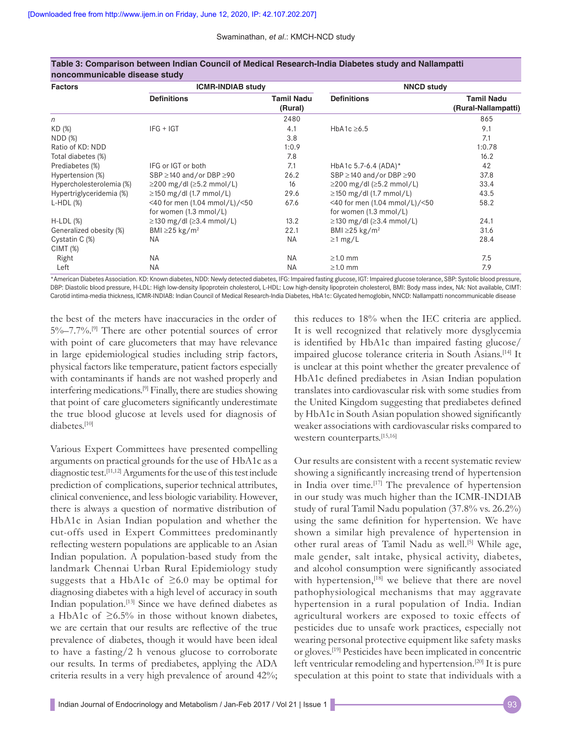**Table 3: Comparison between Indian Council of Medical Research-India Diabetes study and Nallampatti noncommunicable disease study**

| Factors | ICMR-INDIAB study | | NNCD study | |
|---|---|---|---|---|
| | Definitions | Tamil Nadu (Rural) | Definitions | Tamil Nadu (Rural-Nallampatti) |
| *n* | | 2480 | | 865 |
| KD (%) | IFG + IGT | 4.1 | HbA1c ≥6.5 | 9.1 |
| NDD (%) | | 3.8 | | 7.1 |
| Ratio of KD: NDD | | 1:0.9 | | 1:0.78 |
| Total diabetes (%) | | 7.8 | | 16.2 |
| Prediabetes (%) | IFG or IGT or both | 7.1 | HbA1c 5.7-6.4 (ADA)* | 42 |
| Hypertension (%) | SBP ≥140 and/or DBP ≥90 | 26.2 | SBP ≥140 and/or DBP ≥90 | 37.8 |
| Hypercholesterolemia (%) | ≥200 mg/dl (≥5.2 mmol/L) | 16 | ≥200 mg/dl (≥5.2 mmol/L) | 33.4 |
| Hypertriglyceridemia (%) | ≥150 mg/dl (1.7 mmol/L) | 29.6 | ≥150 mg/dl (1.7 mmol/L) | 43.5 |
| L-HDL (%) | <40 for men (1.04 mmol/L)/<50 for women (1.3 mmol/L) | 67.6 | <40 for men (1.04 mmol/L)/<50 for women (1.3 mmol/L) | 58.2 |
| H-LDL (%) | ≥130 mg/dl (≥3.4 mmol/L) | 13.2 | ≥130 mg/dl (≥3.4 mmol/L) | 24.1 |
| Generalized obesity (%) | BMI ≥25 kg/m$^2$ | 22.1 | BMI ≥25 kg/m$^2$ | 31.6 |
| Cystatin C (%) | NA | NA | ≥1 mg/L | 28.4 |
| CIMT (%) | | | | |
| Right | NA | NA | ≥1.0 mm | 7.5 |
| Left | NA | NA | ≥1.0 mm | 7.9 |

*American Diabetes Association. KD: Known diabetes, NDD: Newly detected diabetes, IFG: Impaired fasting glucose, IGT: Impaired glucose tolerance, SBP: Systolic blood pressure, DBP: Diastolic blood pressure, H-LDL: High low-density lipoprotein cholesterol, L-HDL: Low high-density lipoprotein cholesterol, BMI: Body mass index, NA: Not available, CIMT: Carotid intima-media thickness, ICMR-INDIAB: Indian Council of Medical Research-India Diabetes, HbA1c: Glycated hemoglobin, NNCD: Nallampatti noncommunicable disease

the best of the meters have inaccuracies in the order of 5%–7.7%.[9] There are other potential sources of error with point of care glucometers that may have relevance in large epidemiological studies including strip factors, physical factors like temperature, patient factors especially with contaminants if hands are not washed properly and interfering medications.[9] Finally, there are studies showing that point of care glucometers significantly underestimate the true blood glucose at levels used for diagnosis of diabetes.[10]

Various Expert Committees have presented compelling arguments on practical grounds for the use of HbA1c as a diagnostic test.[11,12] Arguments for the use of this test include prediction of complications, superior technical attributes, clinical convenience, and less biologic variability. However, there is always a question of normative distribution of HbA1c in Asian Indian population and whether the cut-offs used in Expert Committees predominantly reflecting western populations are applicable to an Asian Indian population. A population-based study from the landmark Chennai Urban Rural Epidemiology study suggests that a HbA1c of ≥6.0 may be optimal for diagnosing diabetes with a high level of accuracy in south Indian population.[13] Since we have defined diabetes as a HbA1c of ≥6.5% in those without known diabetes, we are certain that our results are reflective of the true prevalence of diabetes, though it would have been ideal to have a fasting/2 h venous glucose to corroborate our results. In terms of prediabetes, applying the ADA criteria results in a very high prevalence of around 42%; this reduces to 18% when the IEC criteria are applied. It is well recognized that relatively more dysglycemia is identified by HbA1c than impaired fasting glucose/impaired glucose tolerance criteria in South Asians.[14] It is unclear at this point whether the greater prevalence of HbA1c defined prediabetes in Asian Indian population translates into cardiovascular risk with some studies from the United Kingdom suggesting that prediabetes defined by HbA1c in South Asian population showed significantly weaker associations with cardiovascular risks compared to western counterparts.[15,16]

Our results are consistent with a recent systematic review showing a significantly increasing trend of hypertension in India over time.[17] The prevalence of hypertension in our study was much higher than the ICMR-INDIAB study of rural Tamil Nadu population (37.8% vs. 26.2%) using the same definition for hypertension. We have shown a similar high prevalence of hypertension in other rural areas of Tamil Nadu as well.[5] While age, male gender, salt intake, physical activity, diabetes, and alcohol consumption were significantly associated with hypertension,[18] we believe that there are novel pathophysiological mechanisms that may aggravate hypertension in a rural population of India. Indian agricultural workers are exposed to toxic effects of pesticides due to unsafe work practices, especially not wearing personal protective equipment like safety masks or gloves.[19] Pesticides have been implicated in concentric left ventricular remodeling and hypertension.[20] It is pure speculation at this point to state that individuals with a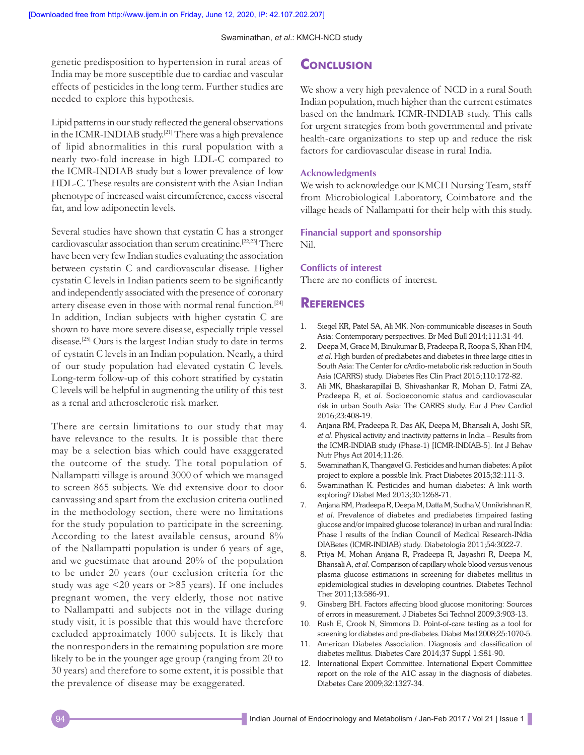genetic predisposition to hypertension in rural areas of India may be more susceptible due to cardiac and vascular effects of pesticides in the long term. Further studies are needed to explore this hypothesis.

Lipid patterns in our study reflected the general observations in the ICMR-INDIAB study.[21] There was a high prevalence of lipid abnormalities in this rural population with a nearly two-fold increase in high LDL-C compared to the ICMR-INDIAB study but a lower prevalence of low HDL-C. These results are consistent with the Asian Indian phenotype of increased waist circumference, excess visceral fat, and low adiponectin levels.

Several studies have shown that cystatin C has a stronger cardiovascular association than serum creatinine.[22,23] There have been very few Indian studies evaluating the association between cystatin C and cardiovascular disease. Higher cystatin C levels in Indian patients seem to be significantly and independently associated with the presence of coronary artery disease even in those with normal renal function.[24] In addition, Indian subjects with higher cystatin C are shown to have more severe disease, especially triple vessel disease.[25] Ours is the largest Indian study to date in terms of cystatin C levels in an Indian population. Nearly, a third of our study population had elevated cystatin C levels. Long-term follow-up of this cohort stratified by cystatin C levels will be helpful in augmenting the utility of this test as a renal and atherosclerotic risk marker.

There are certain limitations to our study that may have relevance to the results. It is possible that there may be a selection bias which could have exaggerated the outcome of the study. The total population of Nallampatti village is around 3000 of which we managed to screen 865 subjects. We did extensive door to door canvassing and apart from the exclusion criteria outlined in the methodology section, there were no limitations for the study population to participate in the screening. According to the latest available census, around 8% of the Nallampatti population is under 6 years of age, and we guestimate that around 20% of the population to be under 20 years (our exclusion criteria for the study was age <20 years or >85 years). If one includes pregnant women, the very elderly, those not native to Nallampatti and subjects not in the village during study visit, it is possible that this would have therefore excluded approximately 1000 subjects. It is likely that the nonresponders in the remaining population are more likely to be in the younger age group (ranging from 20 to 30 years) and therefore to some extent, it is possible that the prevalence of disease may be exaggerated.

# Conclusion

We show a very high prevalence of NCD in a rural South Indian population, much higher than the current estimates based on the landmark ICMR-INDIAB study. This calls for urgent strategies from both governmental and private health-care organizations to step up and reduce the risk factors for cardiovascular disease in rural India.

### Acknowledgments

We wish to acknowledge our KMCH Nursing Team, staff from Microbiological Laboratory, Coimbatore and the village heads of Nallampatti for their help with this study.

### Financial support and sponsorship

Nil.

### Conflicts of interest

There are no conflicts of interest.

# References

1. Siegel KR, Patel SA, Ali MK. Non-communicable diseases in South Asia: Contemporary perspectives. Br Med Bull 2014;111:31-44.
2. Deepa M, Grace M, Binukumar B, Pradeepa R, Roopa S, Khan HM, *et al*. High burden of prediabetes and diabetes in three large cities in South Asia: The Center for cArdio-metabolic risk reduction in South Asia (CARRS) study. Diabetes Res Clin Pract 2015;110:172-82.
3. Ali MK, Bhaskarapillai B, Shivashankar R, Mohan D, Fatmi ZA, Pradeepa R, *et al*. Socioeconomic status and cardiovascular risk in urban South Asia: The CARRS study. Eur J Prev Cardiol 2016;23:408-19.
4. Anjana RM, Pradeepa R, Das AK, Deepa M, Bhansali A, Joshi SR, *et al*. Physical activity and inactivity patterns in India – Results from the ICMR-INDIAB study (Phase-1) [ICMR-INDIAB-5]. Int J Behav Nutr Phys Act 2014;11:26.
5. Swaminathan K, Thangavel G. Pesticides and human diabetes: A pilot project to explore a possible link. Pract Diabetes 2015;32:111-3.
6. Swaminathan K. Pesticides and human diabetes: A link worth exploring? Diabet Med 2013;30:1268-71.
7. Anjana RM, Pradeepa R, Deepa M, Datta M, Sudha V, Unnikrishnan R, *et al*. Prevalence of diabetes and prediabetes (impaired fasting glucose and/or impaired glucose tolerance) in urban and rural India: Phase I results of the Indian Council of Medical Research-INdia DIABetes (ICMR-INDIAB) study. Diabetologia 2011;54:3022-7.
8. Priya M, Mohan Anjana R, Pradeepa R, Jayashri R, Deepa M, Bhansali A, *et al*. Comparison of capillary whole blood versus venous plasma glucose estimations in screening for diabetes mellitus in epidemiological studies in developing countries. Diabetes Technol Ther 2011;13:586-91.
9. Ginsberg BH. Factors affecting blood glucose monitoring: Sources of errors in measurement. J Diabetes Sci Technol 2009;3:903-13.
10. Rush E, Crook N, Simmons D. Point-of-care testing as a tool for screening for diabetes and pre-diabetes. Diabet Med 2008;25:1070-5.
11. American Diabetes Association. Diagnosis and classification of diabetes mellitus. Diabetes Care 2014;37 Suppl 1:S81-90.
12. International Expert Committee. International Expert Committee report on the role of the A1C assay in the diagnosis of diabetes. Diabetes Care 2009;32:1327-34.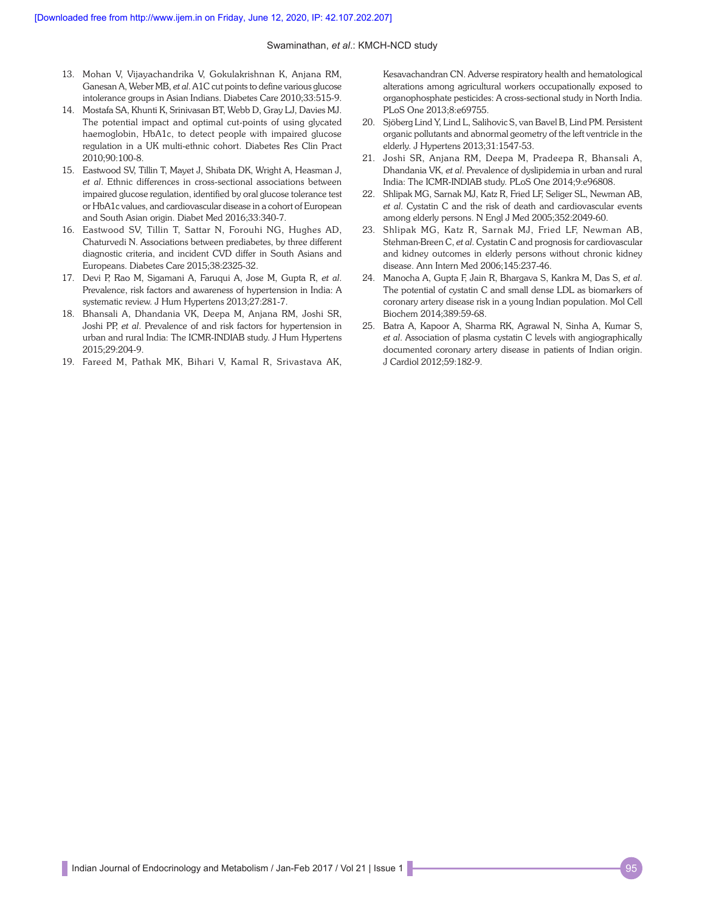13. Mohan V, Vijayachandrika V, Gokulakrishnan K, Anjana RM, Ganesan A, Weber MB, *et al*. A1C cut points to define various glucose intolerance groups in Asian Indians. Diabetes Care 2010;33:515-9.
14. Mostafa SA, Khunti K, Srinivasan BT, Webb D, Gray LJ, Davies MJ. The potential impact and optimal cut-points of using glycated haemoglobin, HbA1c, to detect people with impaired glucose regulation in a UK multi-ethnic cohort. Diabetes Res Clin Pract 2010;90:100-8.
15. Eastwood SV, Tillin T, Mayet J, Shibata DK, Wright A, Heasman J, *et al*. Ethnic differences in cross-sectional associations between impaired glucose regulation, identified by oral glucose tolerance test or HbA1c values, and cardiovascular disease in a cohort of European and South Asian origin. Diabet Med 2016;33:340-7.
16. Eastwood SV, Tillin T, Sattar N, Forouhi NG, Hughes AD, Chaturvedi N. Associations between prediabetes, by three different diagnostic criteria, and incident CVD differ in South Asians and Europeans. Diabetes Care 2015;38:2325-32.
17. Devi P, Rao M, Sigamani A, Faruqui A, Jose M, Gupta R, *et al*. Prevalence, risk factors and awareness of hypertension in India: A systematic review. J Hum Hypertens 2013;27:281-7.
18. Bhansali A, Dhandania VK, Deepa M, Anjana RM, Joshi SR, Joshi PP, *et al*. Prevalence of and risk factors for hypertension in urban and rural India: The ICMR-INDIAB study. J Hum Hypertens 2015;29:204-9.
19. Fareed M, Pathak MK, Bihari V, Kamal R, Srivastava AK, Kesavachandran CN. Adverse respiratory health and hematological alterations among agricultural workers occupationally exposed to organophosphate pesticides: A cross-sectional study in North India. PLoS One 2013;8:e69755.
20. Sjöberg Lind Y, Lind L, Salihovic S, van Bavel B, Lind PM. Persistent organic pollutants and abnormal geometry of the left ventricle in the elderly. J Hypertens 2013;31:1547-53.
21. Joshi SR, Anjana RM, Deepa M, Pradeepa R, Bhansali A, Dhandania VK, *et al*. Prevalence of dyslipidemia in urban and rural India: The ICMR-INDIAB study. PLoS One 2014;9:e96808.
22. Shlipak MG, Sarnak MJ, Katz R, Fried LF, Seliger SL, Newman AB, *et al*. Cystatin C and the risk of death and cardiovascular events among elderly persons. N Engl J Med 2005;352:2049-60.
23. Shlipak MG, Katz R, Sarnak MJ, Fried LF, Newman AB, Stehman-Breen C, *et al*. Cystatin C and prognosis for cardiovascular and kidney outcomes in elderly persons without chronic kidney disease. Ann Intern Med 2006;145:237-46.
24. Manocha A, Gupta F, Jain R, Bhargava S, Kankra M, Das S, *et al*. The potential of cystatin C and small dense LDL as biomarkers of coronary artery disease risk in a young Indian population. Mol Cell Biochem 2014;389:59-68.
25. Batra A, Kapoor A, Sharma RK, Agrawal N, Sinha A, Kumar S, *et al*. Association of plasma cystatin C levels with angiographically documented coronary artery disease in patients of Indian origin. J Cardiol 2012;59:182-9.